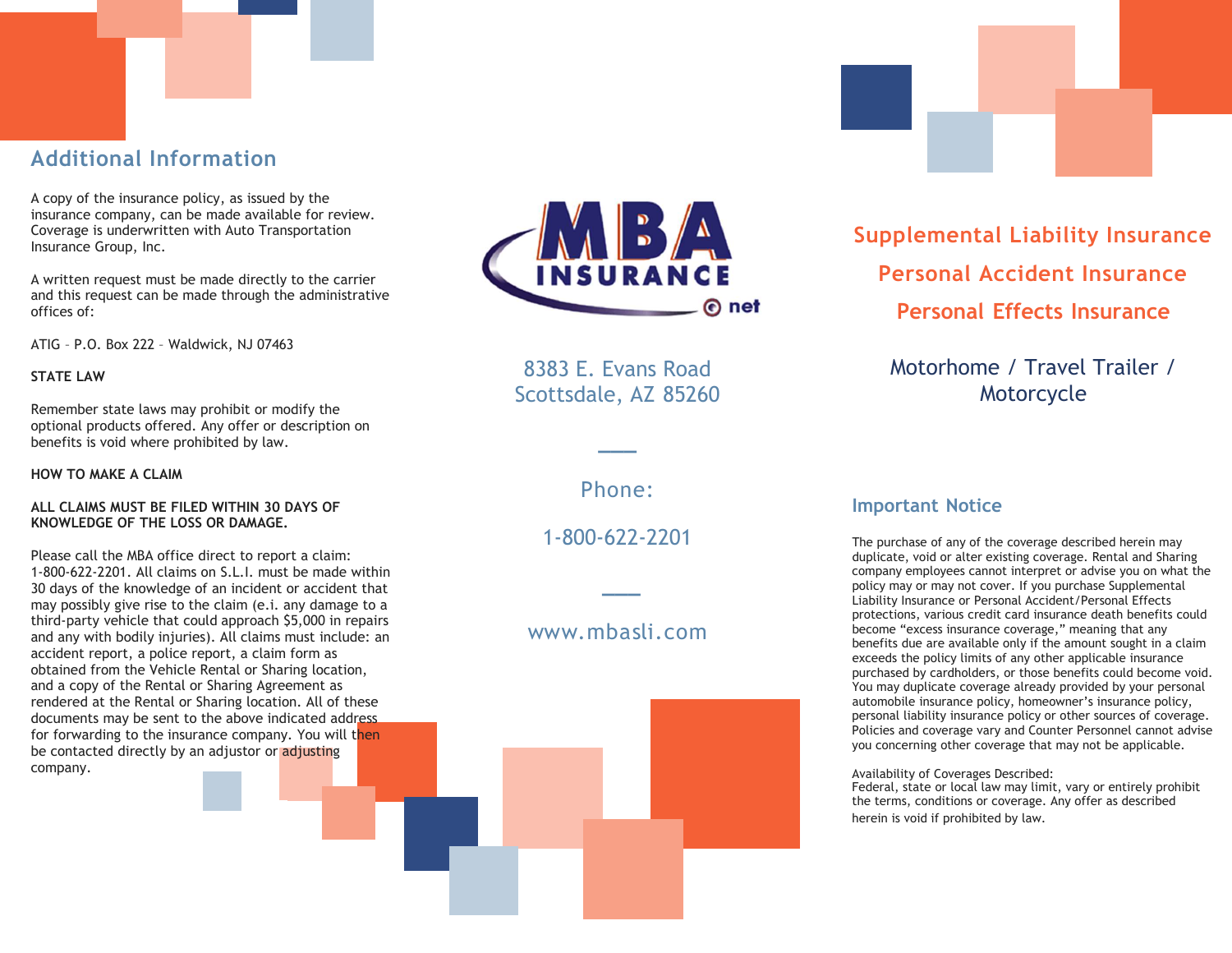## Additional Information

A copy of the insurance policy, as issued by the insurance company, can be made available for review. Coverage is underwritten with Auto Transportation Insurance Group, Inc.

A written request must be made directly to the carrier and this request can be made through the administrative offices of:

ATIG – P.O. Box 222 – Waldwick, NJ 07463

**STATE LAW**

Remember state laws may prohibit or modify the optional products offered. Any offer or description on benefits is void where prohibited by law.

**HOW TO MAKE A CLAIM**

**ALL CLAIMS MUST BE FILED WITHIN 30 DAYS OF KNOWLEDGE OF THE LOSS OR DAMAGE.**

Please call the MBA office direct to report a claim: 1-800-622-2201. All claims on S.L.I. must be made within 30 days of the knowledge of an incident or accident that may possibly give rise to the claim (e.i. any damage to a third-party vehicle that could approach $5,000 in repairs and any with bodily injuries). All claims must include: an accident report, a police report, a claim form as obtained from the Vehicle Rental or Sharing location, and a copy of the Rental or Sharing Agreement as rendered at the Rental or Sharing location. All of these documents may be sent to the above indicated address for forwarding to the insurance company. You will then be contacted directly by an adjustor or adjusting company.

MBA INSURANCE .net

8383 E. Evans Road
Scottsdale, AZ 85260

Phone:

1-800-622-2201

www.mbasli.com

## Supplemental Liability Insurance

## Personal Accident Insurance

## Personal Effects Insurance

### Motorhome / Travel Trailer / Motorcycle

## Important Notice

The purchase of any of the coverage described herein may duplicate, void or alter existing coverage. Rental and Sharing company employees cannot interpret or advise you on what the policy may or may not cover. If you purchase Supplemental Liability Insurance or Personal Accident/Personal Effects protections, various credit card insurance death benefits could become "excess insurance coverage," meaning that any benefits due are available only if the amount sought in a claim exceeds the policy limits of any other applicable insurance purchased by cardholders, or those benefits could become void. You may duplicate coverage already provided by your personal automobile insurance policy, homeowner's insurance policy, personal liability insurance policy or other sources of coverage. Policies and coverage vary and Counter Personnel cannot advise you concerning other coverage that may not be applicable.

Availability of Coverages Described:
Federal, state or local law may limit, vary or entirely prohibit the terms, conditions or coverage. Any offer as described herein is void if prohibited by law.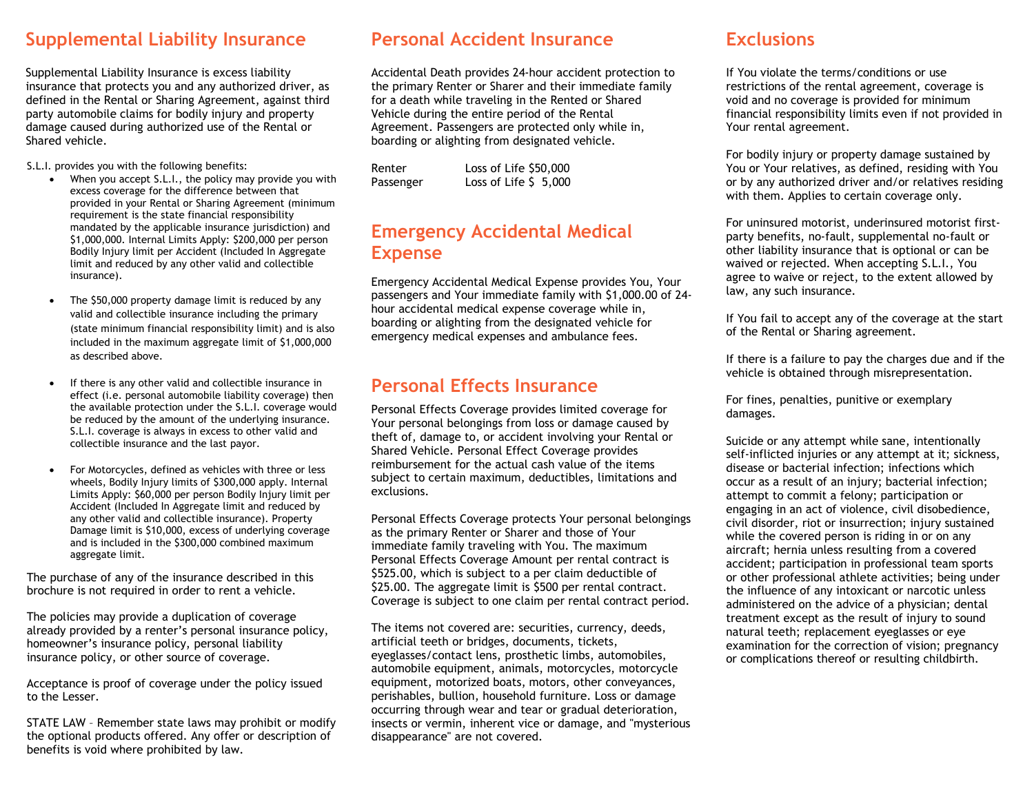## Supplemental Liability Insurance

Supplemental Liability Insurance is excess liability insurance that protects you and any authorized driver, as defined in the Rental or Sharing Agreement, against third party automobile claims for bodily injury and property damage caused during authorized use of the Rental or Shared vehicle.

S.L.I. provides you with the following benefits:

- When you accept S.L.I., the policy may provide you with excess coverage for the difference between that provided in your Rental or Sharing Agreement (minimum requirement is the state financial responsibility mandated by the applicable insurance jurisdiction) and $1,000,000. Internal Limits Apply: $200,000 per person Bodily Injury limit per Accident (Included In Aggregate limit and reduced by any other valid and collectible insurance).

- The $50,000 property damage limit is reduced by any valid and collectible insurance including the primary (state minimum financial responsibility limit) and is also included in the maximum aggregate limit of $1,000,000 as described above.

- If there is any other valid and collectible insurance in effect (i.e. personal automobile liability coverage) then the available protection under the S.L.I. coverage would be reduced by the amount of the underlying insurance. S.L.I. coverage is always in excess to other valid and collectible insurance and the last payor.

- For Motorcycles, defined as vehicles with three or less wheels, Bodily Injury limits of $300,000 apply. Internal Limits Apply: $60,000 per person Bodily Injury limit per Accident (Included In Aggregate limit and reduced by any other valid and collectible insurance). Property Damage limit is $10,000, excess of underlying coverage and is included in the $300,000 combined maximum aggregate limit.

The purchase of any of the insurance described in this brochure is not required in order to rent a vehicle.

The policies may provide a duplication of coverage already provided by a renter's personal insurance policy, homeowner's insurance policy, personal liability insurance policy, or other source of coverage.

Acceptance is proof of coverage under the policy issued to the Lesser.

STATE LAW – Remember state laws may prohibit or modify the optional products offered. Any offer or description of benefits is void where prohibited by law.

## Personal Accident Insurance

Accidental Death provides 24-hour accident protection to the primary Renter or Sharer and their immediate family for a death while traveling in the Rented or Shared Vehicle during the entire period of the Rental Agreement. Passengers are protected only while in, boarding or alighting from designated vehicle.

| | |
|---|---|
| Renter | Loss of Life $50,000 |
| Passenger | Loss of Life $ 5,000 |

## Emergency Accidental Medical Expense

Emergency Accidental Medical Expense provides You, Your passengers and Your immediate family with $1,000.00 of 24-hour accidental medical expense coverage while in, boarding or alighting from the designated vehicle for emergency medical expenses and ambulance fees.

## Personal Effects Insurance

Personal Effects Coverage provides limited coverage for Your personal belongings from loss or damage caused by theft of, damage to, or accident involving your Rental or Shared Vehicle. Personal Effect Coverage provides reimbursement for the actual cash value of the items subject to certain maximum, deductibles, limitations and exclusions.

Personal Effects Coverage protects Your personal belongings as the primary Renter or Sharer and those of Your immediate family traveling with You. The maximum Personal Effects Coverage Amount per rental contract is $525.00, which is subject to a per claim deductible of $25.00. The aggregate limit is $500 per rental contract. Coverage is subject to one claim per rental contract period.

The items not covered are: securities, currency, deeds, artificial teeth or bridges, documents, tickets, eyeglasses/contact lens, prosthetic limbs, automobiles, automobile equipment, animals, motorcycles, motorcycle equipment, motorized boats, motors, other conveyances, perishables, bullion, household furniture. Loss or damage occurring through wear and tear or gradual deterioration, insects or vermin, inherent vice or damage, and "mysterious disappearance" are not covered.

## Exclusions

If You violate the terms/conditions or use restrictions of the rental agreement, coverage is void and no coverage is provided for minimum financial responsibility limits even if not provided in Your rental agreement.

For bodily injury or property damage sustained by You or Your relatives, as defined, residing with You or by any authorized driver and/or relatives residing with them. Applies to certain coverage only.

For uninsured motorist, underinsured motorist first-party benefits, no-fault, supplemental no-fault or other liability insurance that is optional or can be waived or rejected. When accepting S.L.I., You agree to waive or reject, to the extent allowed by law, any such insurance.

If You fail to accept any of the coverage at the start of the Rental or Sharing agreement.

If there is a failure to pay the charges due and if the vehicle is obtained through misrepresentation.

For fines, penalties, punitive or exemplary damages.

Suicide or any attempt while sane, intentionally self-inflicted injuries or any attempt at it; sickness, disease or bacterial infection; infections which occur as a result of an injury; bacterial infection; attempt to commit a felony; participation or engaging in an act of violence, civil disobedience, civil disorder, riot or insurrection; injury sustained while the covered person is riding in or on any aircraft; hernia unless resulting from a covered accident; participation in professional team sports or other professional athlete activities; being under the influence of any intoxicant or narcotic unless administered on the advice of a physician; dental treatment except as the result of injury to sound natural teeth; replacement eyeglasses or eye examination for the correction of vision; pregnancy or complications thereof or resulting childbirth.